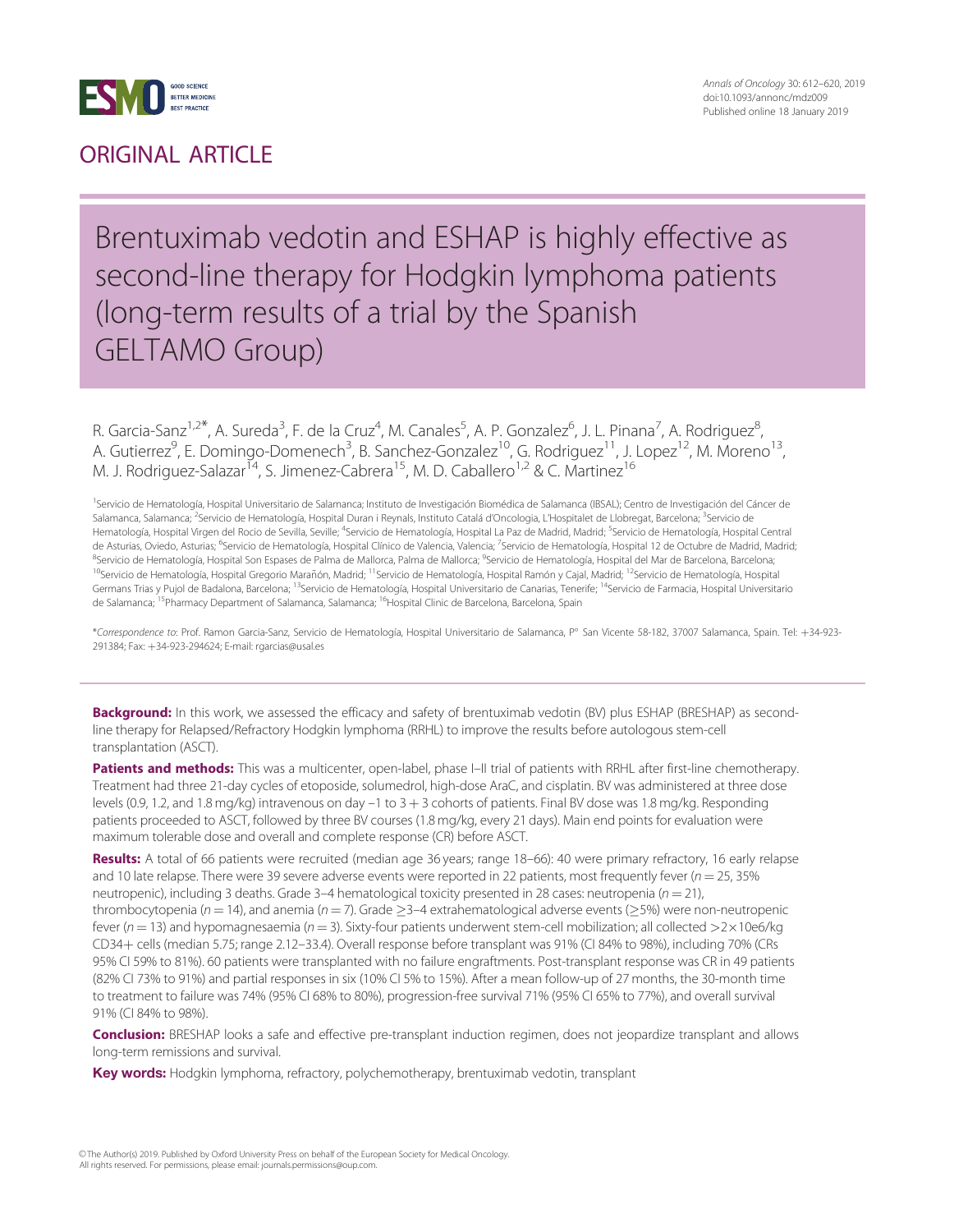ORIGINAL ARTICLE

# Brentuximab vedotin and ESHAP is highly effective as second-line therapy for Hodgkin lymphoma patients (long-term results of a trial by the Spanish GELTAMO Group)

R. Garcia-Sanz[1,2*], A. Sureda[3], F. de la Cruz[4], M. Canales[5], A. P. Gonzalez[6], J. L. Pinana[7], A. Rodriguez[8], A. Gutierrez[9], E. Domingo-Domenech[3], B. Sanchez-Gonzalez[10], G. Rodriguez[11], J. Lopez[12], M. Moreno[13], M. J. Rodriguez-Salazar[14], S. Jimenez-Cabrera[15], M. D. Caballero[1,2] & C. Martinez[16]

[1]Servicio de Hematología, Hospital Universitario de Salamanca; Instituto de Investigación Biomédica de Salamanca (IBSAL); Centro de Investigación del Cáncer de Salamanca, Salamanca; [2]Servicio de Hematología, Hospital Duran i Reynals, Instituto Catalá d'Oncologia, L'Hospitalet de Llobregat, Barcelona; [3]Servicio de Hematología, Hospital Virgen del Rocio de Sevilla, Seville; [4]Servicio de Hematología, Hospital La Paz de Madrid, Madrid; [5]Servicio de Hematología, Hospital Central de Asturias, Oviedo, Asturias; [6]Servicio de Hematología, Hospital Clínico de Valencia, Valencia; [7]Servicio de Hematología, Hospital 12 de Octubre de Madrid, Madrid; [8]Servicio de Hematología, Hospital Son Espases de Palma de Mallorca, Palma de Mallorca; [9]Servicio de Hematología, Hospital del Mar de Barcelona, Barcelona; [10]Servicio de Hematología, Hospital Gregorio Marañón, Madrid; [11]Servicio de Hematología, Hospital Ramón y Cajal, Madrid; [12]Servicio de Hematología, Hospital Germans Trias y Pujol de Badalona, Barcelona; [13]Servicio de Hematología, Hospital Universitario de Canarias, Tenerife; [14]Servicio de Farmacia, Hospital Universitario de Salamanca; [15]Pharmacy Department of Salamanca, Salamanca; [16]Hospital Clinic de Barcelona, Barcelona, Spain

*Correspondence to: Prof. Ramon Garcia-Sanz, Servicio de Hematología, Hospital Universitario de Salamanca, P° San Vicente 58-182, 37007 Salamanca, Spain. Tel: +34-923-291384; Fax: +34-923-294624; E-mail: rgarcias@usal.es

**Background:** In this work, we assessed the efficacy and safety of brentuximab vedotin (BV) plus ESHAP (BRESHAP) as second-line therapy for Relapsed/Refractory Hodgkin lymphoma (RRHL) to improve the results before autologous stem-cell transplantation (ASCT).

**Patients and methods:** This was a multicenter, open-label, phase I–II trial of patients with RRHL after first-line chemotherapy. Treatment had three 21-day cycles of etoposide, solumedrol, high-dose AraC, and cisplatin. BV was administered at three dose levels (0.9, 1.2, and 1.8 mg/kg) intravenous on day −1 to 3 + 3 cohorts of patients. Final BV dose was 1.8 mg/kg. Responding patients proceeded to ASCT, followed by three BV courses (1.8 mg/kg, every 21 days). Main end points for evaluation were maximum tolerable dose and overall and complete response (CR) before ASCT.

**Results:** A total of 66 patients were recruited (median age 36 years; range 18–66): 40 were primary refractory, 16 early relapse and 10 late relapse. There were 39 severe adverse events were reported in 22 patients, most frequently fever ($n = 25$, 35% neutropenic), including 3 deaths. Grade 3–4 hematological toxicity presented in 28 cases: neutropenia ($n = 21$), thrombocytopenia ($n = 14$), and anemia ($n = 7$). Grade ≥3–4 extrahematological adverse events (≥5%) were non-neutropenic fever ($n = 13$) and hypomagnesaemia ($n = 3$). Sixty-four patients underwent stem-cell mobilization; all collected >2×10e6/kg CD34+ cells (median 5.75; range 2.12–33.4). Overall response before transplant was 91% (CI 84% to 98%), including 70% (CRs 95% CI 59% to 81%). 60 patients were transplanted with no failure engraftments. Post-transplant response was CR in 49 patients (82% CI 73% to 91%) and partial responses in six (10% CI 5% to 15%). After a mean follow-up of 27 months, the 30-month time to treatment to failure was 74% (95% CI 68% to 80%), progression-free survival 71% (95% CI 65% to 77%), and overall survival 91% (CI 84% to 98%).

**Conclusion:** BRESHAP looks a safe and effective pre-transplant induction regimen, does not jeopardize transplant and allows long-term remissions and survival.

**Key words:** Hodgkin lymphoma, refractory, polychemotherapy, brentuximab vedotin, transplant

© The Author(s) 2019. Published by Oxford University Press on behalf of the European Society for Medical Oncology. All rights reserved. For permissions, please email: journals.permissions@oup.com.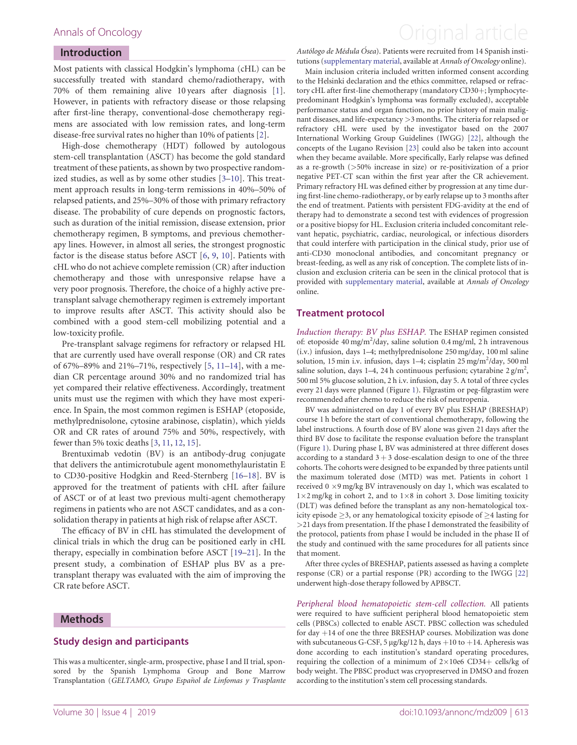## Introduction

Most patients with classical Hodgkin's lymphoma (cHL) can be successfully treated with standard chemo/radiotherapy, with 70% of them remaining alive 10 years after diagnosis [1]. However, in patients with refractory disease or those relapsing after first-line therapy, conventional-dose chemotherapy regimens are associated with low remission rates, and long-term disease-free survival rates no higher than 10% of patients [2].

High-dose chemotherapy (HDT) followed by autologous stem-cell transplantation (ASCT) has become the gold standard treatment of these patients, as shown by two prospective randomized studies, as well as by some other studies [3–10]. This treatment approach results in long-term remissions in 40%–50% of relapsed patients, and 25%–30% of those with primary refractory disease. The probability of cure depends on prognostic factors, such as duration of the initial remission, disease extension, prior chemotherapy regimen, B symptoms, and previous chemotherapy lines. However, in almost all series, the strongest prognostic factor is the disease status before ASCT [6, 9, 10]. Patients with cHL who do not achieve complete remission (CR) after induction chemotherapy and those with unresponsive relapse have a very poor prognosis. Therefore, the choice of a highly active pre-transplant salvage chemotherapy regimen is extremely important to improve results after ASCT. This activity should also be combined with a good stem-cell mobilizing potential and a low-toxicity profile.

Pre-transplant salvage regimens for refractory or relapsed HL that are currently used have overall response (OR) and CR rates of 67%–89% and 21%–71%, respectively [5, 11–14], with a median CR percentage around 30% and no randomized trial has yet compared their relative effectiveness. Accordingly, treatment units must use the regimen with which they have most experience. In Spain, the most common regimen is ESHAP (etoposide, methylprednisolone, cytosine arabinose, cisplatin), which yields OR and CR rates of around 75% and 50%, respectively, with fewer than 5% toxic deaths [3, 11, 12, 15].

Brentuximab vedotin (BV) is an antibody-drug conjugate that delivers the antimicrotubule agent monomethylauristatin E to CD30-positive Hodgkin and Reed-Sternberg [16–18]. BV is approved for the treatment of patients with cHL after failure of ASCT or of at least two previous multi-agent chemotherapy regimens in patients who are not ASCT candidates, and as a consolidation therapy in patients at high risk of relapse after ASCT.

The efficacy of BV in cHL has stimulated the development of clinical trials in which the drug can be positioned early in cHL therapy, especially in combination before ASCT [19–21]. In the present study, a combination of ESHAP plus BV as a pre-transplant therapy was evaluated with the aim of improving the CR rate before ASCT.

## Methods

### Study design and participants

This was a multicenter, single-arm, prospective, phase I and II trial, sponsored by the Spanish Lymphoma Group and Bone Marrow Transplantation (*GELTAMO, Grupo Español de Linfomas y Trasplante Autólogo de Médula Ósea*). Patients were recruited from 14 Spanish institutions (supplementary material, available at *Annals of Oncology* online).

Main inclusion criteria included written informed consent according to the Helsinki declaration and the ethics committee, relapsed or refractory cHL after first-line chemotherapy (mandatory CD30+; lymphocyte-predominant Hodgkin's lymphoma was formally excluded), acceptable performance status and organ function, no prior history of main malignant diseases, and life-expectancy >3 months. The criteria for relapsed or refractory cHL were used by the investigator based on the 2007 International Working Group Guidelines (IWGG) [22], although the concepts of the Lugano Revision [23] could also be taken into account when they became available. More specifically, Early relapse was defined as a re-growth (>50% increase in size) or re-positivization of a prior negative PET-CT scan within the first year after the CR achievement. Primary refractory HL was defined either by progression at any time during first-line chemo-radiotherapy, or by early relapse up to 3 months after the end of treatment. Patients with persistent FDG-avidity at the end of therapy had to demonstrate a second test with evidences of progression or a positive biopsy for HL. Exclusion criteria included concomitant relevant hepatic, psychiatric, cardiac, neurological, or infectious disorders that could interfere with participation in the clinical study, prior use of anti-CD30 monoclonal antibodies, and concomitant pregnancy or breast-feeding, as well as any risk of conception. The complete lists of inclusion and exclusion criteria can be seen in the clinical protocol that is provided with supplementary material, available at *Annals of Oncology* online.

### Treatment protocol

*Induction therapy: BV plus ESHAP.* The ESHAP regimen consisted of: etoposide 40 mg/m$^2$/day, saline solution 0.4 mg/ml, 2 h intravenous (i.v.) infusion, days 1–4; methylprednisolone 250 mg/day, 100 ml saline solution, 15 min i.v. infusion, days 1–4; cisplatin 25 mg/m$^2$/day, 500 ml saline solution, days 1–4, 24 h continuous perfusion; cytarabine 2 g/m$^2$, 500 ml 5% glucose solution, 2 h i.v. infusion, day 5. A total of three cycles every 21 days were planned (Figure 1). Filgrastim or peg-filgrastim were recommended after chemo to reduce the risk of neutropenia.

BV was administered on day 1 of every BV plus ESHAP (BRESHAP) course 1 h before the start of conventional chemotherapy, following the label instructions. A fourth dose of BV alone was given 21 days after the third BV dose to facilitate the response evaluation before the transplant (Figure 1). During phase I, BV was administered at three different doses according to a standard 3 + 3 dose-escalation design to one of the three cohorts. The cohorts were designed to be expanded by three patients until the maximum tolerated dose (MTD) was met. Patients in cohort 1 received 0 ×9 mg/kg BV intravenously on day 1, which was escalated to 1×2 mg/kg in cohort 2, and to 1×8 in cohort 3. Dose limiting toxicity (DLT) was defined before the transplant as any non-hematological toxicity episode ≥3, or any hematological toxicity episode of ≥4 lasting for >21 days from presentation. If the phase I demonstrated the feasibility of the protocol, patients from phase I would be included in the phase II of the study and continued with the same procedures for all patients since that moment.

After three cycles of BRESHAP, patients assessed as having a complete response (CR) or a partial response (PR) according to the IWGG [22] underwent high-dose therapy followed by APBSCT.

*Peripheral blood hematopoietic stem-cell collection.* All patients were required to have sufficient peripheral blood hematopoietic stem cells (PBSCs) collected to enable ASCT. PBSC collection was scheduled for day +14 of one the three BRESHAP courses. Mobilization was done with subcutaneous G-CSF, 5 μg/kg/12 h, days +10 to +14. Apheresis was done according to each institution's standard operating procedures, requiring the collection of a minimum of 2×10e6 CD34+ cells/kg of body weight. The PBSC product was cryopreserved in DMSO and frozen according to the institution's stem cell processing standards.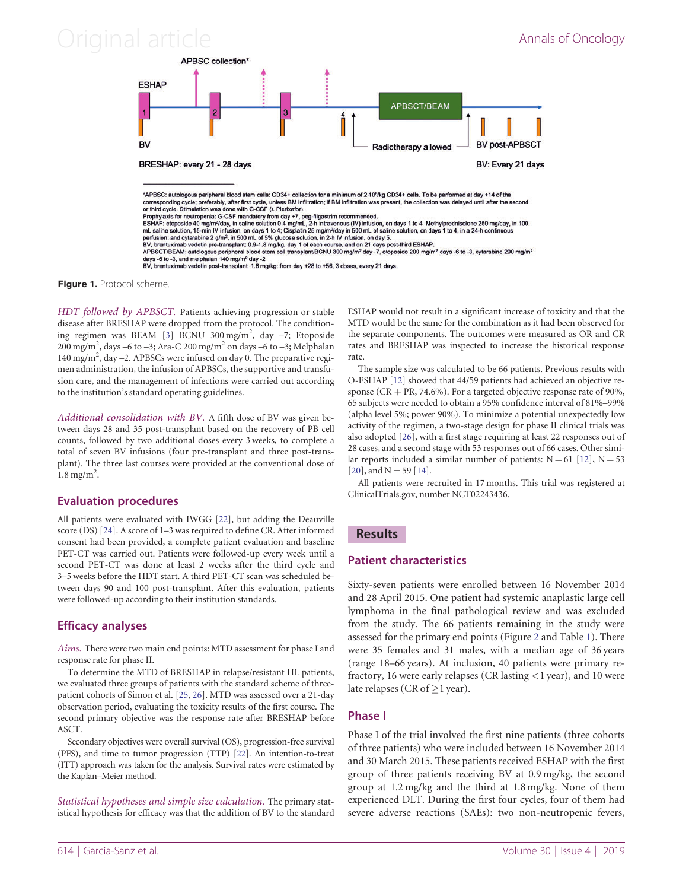APBSC collection*

ESHAP

BV

BRESHAP: every 21 - 28 days

APBSCT/BEAM

Radiotherapy allowed

BV post-APBSCT

BV: Every 21 days

*APBSC: autologous peripheral blood stem cells: CD34+ collection for a minimum of $2 \cdot 10^6$/kg CD34+ cells. To be performed at day +14 of the corresponding cycle; preferably, after first cycle, unless BM infiltration; if BM infiltration was present, the collection was delayed until after the second or third cycle. Stimulation was done with G-CSF (± Plerixafor).
Prophylaxis for neutropenia: G-CSF mandatory from day +7, peg-filgastrim recommended.
ESHAP: etoposide 40 mg/m²/day, in saline solution 0.4 mg/mL, 2-h intravenous (IV) infusion, on days 1 to 4; Methylprednisolone 250 mg/day, in 100 mL saline solution, 15-min IV infusion, on days 1 to 4; Cisplatin 25 mg/m²/day in 500 mL of saline solution, on days 1 to 4, in a 24-h continuous perfusion; and cytarabine 2 g/m², in 500 mL of 5% glucose solution, in 2-h IV infusion, on day 5.
BV, brentuximab vedotin pre-transplant: 0.9-1.8 mg/kg, day 1 of each course, and on 21 days post-third ESHAP.
APBSCT/BEAM: autologous peripheral blood stem cell transplant/BCNU 300 mg/m² day -7, etoposide 200 mg/m² days -6 to -3, cytarabine 200 mg/m² days -6 to -3, and melphalan 140 mg/m² day -2
BV, brentuximab vedotin post-transplant: 1.8 mg/kg: from day +28 to +56, 3 doses, every 21 days.

**Figure 1.** Protocol scheme.

*HDT followed by APBSCT.* Patients achieving progression or stable disease after BRESHAP were dropped from the protocol. The conditioning regimen was BEAM [3] BCNU 300 mg/m², day –7; Etoposide 200 mg/m², days –6 to –3; Ara-C 200 mg/m² on days –6 to –3; Melphalan 140 mg/m², day –2. APBSCs were infused on day 0. The preparative regimen administration, the infusion of APBSCs, the supportive and transfusion care, and the management of infections were carried out according to the institution's standard operating guidelines.

*Additional consolidation with BV.* A fifth dose of BV was given between days 28 and 35 post-transplant based on the recovery of PB cell counts, followed by two additional doses every 3 weeks, to complete a total of seven BV infusions (four pre-transplant and three post-transplant). The three last courses were provided at the conventional dose of 1.8 mg/m².

## Evaluation procedures

All patients were evaluated with IWGG [22], but adding the Deauville score (DS) [24]. A score of 1–3 was required to define CR. After informed consent had been provided, a complete patient evaluation and baseline PET-CT was carried out. Patients were followed-up every week until a second PET-CT was done at least 2 weeks after the third cycle and 3–5 weeks before the HDT start. A third PET-CT scan was scheduled between days 90 and 100 post-transplant. After this evaluation, patients were followed-up according to their institution standards.

## Efficacy analyses

*Aims.* There were two main end points: MTD assessment for phase I and response rate for phase II.

To determine the MTD of BRESHAP in relapse/resistant HL patients, we evaluated three groups of patients with the standard scheme of three-patient cohorts of Simon et al. [25, 26]. MTD was assessed over a 21-day observation period, evaluating the toxicity results of the first course. The second primary objective was the response rate after BRESHAP before ASCT.

Secondary objectives were overall survival (OS), progression-free survival (PFS), and time to tumor progression (TTP) [22]. An intention-to-treat (ITT) approach was taken for the analysis. Survival rates were estimated by the Kaplan–Meier method.

*Statistical hypotheses and simple size calculation.* The primary statistical hypothesis for efficacy was that the addition of BV to the standard ESHAP would not result in a significant increase of toxicity and that the MTD would be the same for the combination as it had been observed for the separate components. The outcomes were measured as OR and CR rates and BRESHAP was inspected to increase the historical response rate.

The sample size was calculated to be 66 patients. Previous results with O-ESHAP [12] showed that 44/59 patients had achieved an objective response (CR + PR, 74.6%). For a targeted objective response rate of 90%, 65 subjects were needed to obtain a 95% confidence interval of 81%–99% (alpha level 5%; power 90%). To minimize a potential unexpectedly low activity of the regimen, a two-stage design for phase II clinical trials was also adopted [26], with a first stage requiring at least 22 responses out of 28 cases, and a second stage with 53 responses out of 66 cases. Other similar reports included a similar number of patients: N = 61 [12], N = 53 [20], and N = 59 [14].

All patients were recruited in 17 months. This trial was registered at ClinicalTrials.gov, number NCT02243436.

# Results

## Patient characteristics

Sixty-seven patients were enrolled between 16 November 2014 and 28 April 2015. One patient had systemic anaplastic large cell lymphoma in the final pathological review and was excluded from the study. The 66 patients remaining in the study were assessed for the primary end points (Figure 2 and Table 1). There were 35 females and 31 males, with a median age of 36 years (range 18–66 years). At inclusion, 40 patients were primary refractory, 16 were early relapses (CR lasting <1 year), and 10 were late relapses (CR of ≥1 year).

## Phase I

Phase I of the trial involved the first nine patients (three cohorts of three patients) who were included between 16 November 2014 and 30 March 2015. These patients received ESHAP with the first group of three patients receiving BV at 0.9 mg/kg, the second group at 1.2 mg/kg and the third at 1.8 mg/kg. None of them experienced DLT. During the first four cycles, four of them had severe adverse reactions (SAEs): two non-neutropenic fevers,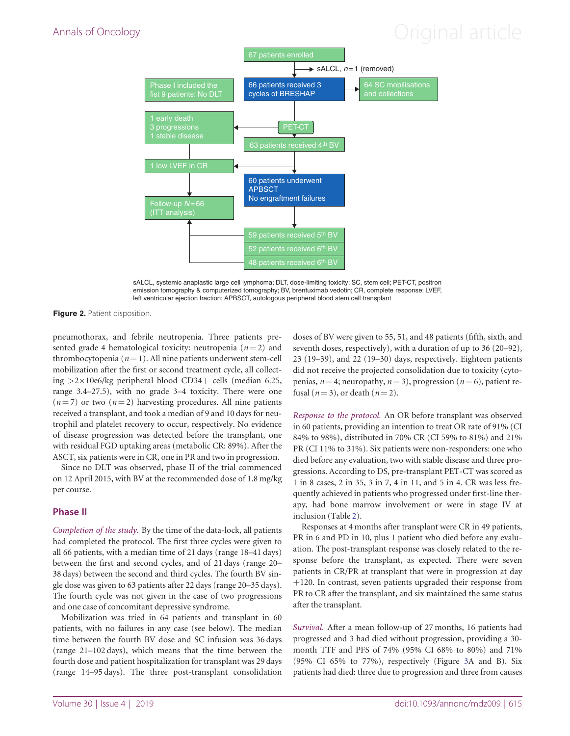67 patients enrolled

sALCL, $n = 1$ (removed)

Phase I included the fist 9 patients: No DLT

66 patients received 3 cycles of BRESHAP

64 SC mobilisations and collections

1 early death
3 progressions
1 stable disease

PET-CT

63 patients received 4th BV

1 low LVEF in CR

60 patients underwent APBSCT
No engraftment failures

Follow-up $N = 66$ (ITT analysis)

59 patients received 5th BV

52 patients received 6th BV

48 patients received 6th BV

sALCL, systemic anaplastic large cell lymphoma; DLT, dose-limiting toxicity; SC, stem cell; PET-CT, positron emission tomography & computerized tomography; BV, brentuximab vedotin; CR, complete response; LVEF, left ventricular ejection fraction; APBSCT, autologous peripheral blood stem cell transplant

**Figure 2.** Patient disposition.

pneumothorax, and febrile neutropenia. Three patients presented grade 4 hematological toxicity: neutropenia ($n = 2$) and thrombocytopenia ($n = 1$). All nine patients underwent stem-cell mobilization after the first or second treatment cycle, all collecting $>2 \times 10e6$/kg peripheral blood CD34+ cells (median 6.25, range 3.4–27.5), with no grade 3–4 toxicity. There were one ($n = 7$) or two ($n = 2$) harvesting procedures. All nine patients received a transplant, and took a median of 9 and 10 days for neutrophil and platelet recovery to occur, respectively. No evidence of disease progression was detected before the transplant, one with residual FGD uptaking areas (metabolic CR: 89%). After the ASCT, six patients were in CR, one in PR and two in progression.

Since no DLT was observed, phase II of the trial commenced on 12 April 2015, with BV at the recommended dose of 1.8 mg/kg per course.

## Phase II

*Completion of the study.* By the time of the data-lock, all patients had completed the protocol. The first three cycles were given to all 66 patients, with a median time of 21 days (range 18–41 days) between the first and second cycles, and of 21 days (range 20–38 days) between the second and third cycles. The fourth BV single dose was given to 63 patients after 22 days (range 20–35 days). The fourth cycle was not given in the case of two progressions and one case of concomitant depressive syndrome.

Mobilization was tried in 64 patients and transplant in 60 patients, with no failures in any case (see below). The median time between the fourth BV dose and SC infusion was 36 days (range 21–102 days), which means that the time between the fourth dose and patient hospitalization for transplant was 29 days (range 14–95 days). The three post-transplant consolidation doses of BV were given to 55, 51, and 48 patients (fifth, sixth, and seventh doses, respectively), with a duration of up to 36 (20–92), 23 (19–39), and 22 (19–30) days, respectively. Eighteen patients did not receive the projected consolidation due to toxicity (cytopenias, $n = 4$; neuropathy, $n = 3$), progression ($n = 6$), patient refusal ($n = 3$), or death ($n = 2$).

*Response to the protocol.* An OR before transplant was observed in 60 patients, providing an intention to treat OR rate of 91% (CI 84% to 98%), distributed in 70% CR (CI 59% to 81%) and 21% PR (CI 11% to 31%). Six patients were non-responders: one who died before any evaluation, two with stable disease and three progressions. According to DS, pre-transplant PET-CT was scored as 1 in 8 cases, 2 in 35, 3 in 7, 4 in 11, and 5 in 4. CR was less frequently achieved in patients who progressed under first-line therapy, had bone marrow involvement or were in stage IV at inclusion (Table 2).

Responses at 4 months after transplant were CR in 49 patients, PR in 6 and PD in 10, plus 1 patient who died before any evaluation. The post-transplant response was closely related to the response before the transplant, as expected. There were seven patients in CR/PR at transplant that were in progression at day +120. In contrast, seven patients upgraded their response from PR to CR after the transplant, and six maintained the same status after the transplant.

*Survival.* After a mean follow-up of 27 months, 16 patients had progressed and 3 had died without progression, providing a 30-month TTF and PFS of 74% (95% CI 68% to 80%) and 71% (95% CI 65% to 77%), respectively (Figure 3A and B). Six patients had died: three due to progression and three from causes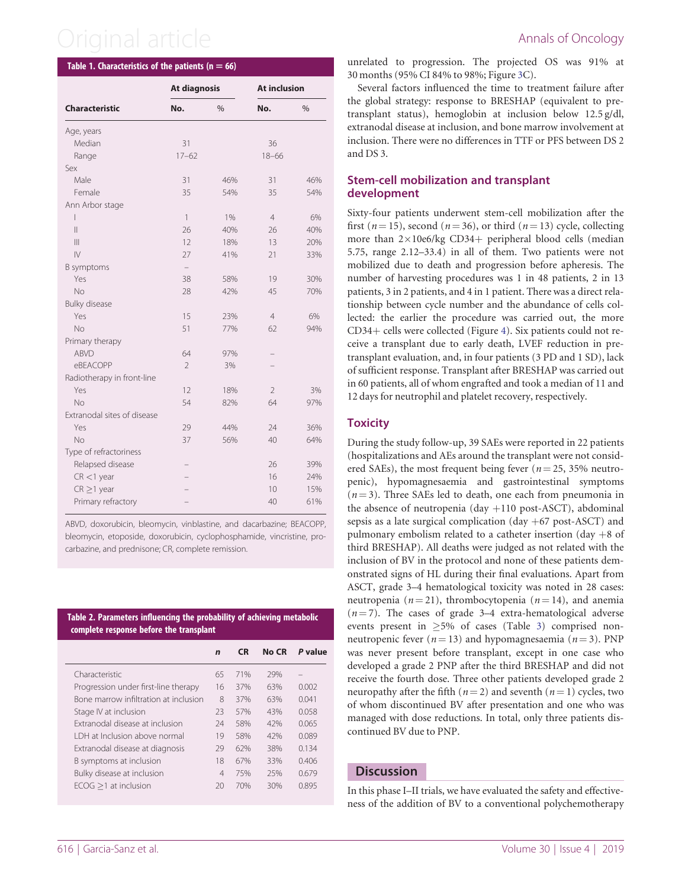**Table 1. Characteristics of the patients (n = 66)**

| Characteristic | At diagnosis | | At inclusion | |
|---|---|---|---|---|
| | No. | % | No. | % |
| Age, years | | | | |
| Median | 31 | | 36 | |
| Range | 17–62 | | 18–66 | |
| Sex | | | | |
| Male | 31 | 46% | 31 | 46% |
| Female | 35 | 54% | 35 | 54% |
| Ann Arbor stage | | | | |
| I | 1 | 1% | 4 | 6% |
| II | 26 | 40% | 26 | 40% |
| III | 12 | 18% | 13 | 20% |
| IV | 27 | 41% | 21 | 33% |
| B symptoms | – | | | |
| Yes | 38 | 58% | 19 | 30% |
| No | 28 | 42% | 45 | 70% |
| Bulky disease | | | | |
| Yes | 15 | 23% | 4 | 6% |
| No | 51 | 77% | 62 | 94% |
| Primary therapy | | | | |
| ABVD | 64 | 97% | – | |
| eBEACOPP | 2 | 3% | – | |
| Radiotherapy in front-line | | | | |
| Yes | 12 | 18% | 2 | 3% |
| No | 54 | 82% | 64 | 97% |
| Extranodal sites of disease | | | | |
| Yes | 29 | 44% | 24 | 36% |
| No | 37 | 56% | 40 | 64% |
| Type of refractoriness | | | | |
| Relapsed disease | – | | 26 | 39% |
| CR <1 year | – | | 16 | 24% |
| CR ≥1 year | – | | 10 | 15% |
| Primary refractory | – | | 40 | 61% |

ABVD, doxorubicin, bleomycin, vinblastine, and dacarbazine; BEACOPP, bleomycin, etoposide, doxorubicin, cyclophosphamide, vincristine, procarbazine, and prednisone; CR, complete remission.

**Table 2. Parameters influencing the probability of achieving metabolic complete response before the transplant**

| | *n* | CR | No CR | *P* value |
|---|---|---|---|---|
| Characteristic | 65 | 71% | 29% | – |
| Progression under first-line therapy | 16 | 37% | 63% | 0.002 |
| Bone marrow infiltration at inclusion | 8 | 37% | 63% | 0.041 |
| Stage IV at inclusion | 23 | 57% | 43% | 0.058 |
| Extranodal disease at inclusion | 24 | 58% | 42% | 0.065 |
| LDH at Inclusion above normal | 19 | 58% | 42% | 0.089 |
| Extranodal disease at diagnosis | 29 | 62% | 38% | 0.134 |
| B symptoms at inclusion | 18 | 67% | 33% | 0.406 |
| Bulky disease at inclusion | 4 | 75% | 25% | 0.679 |
| ECOG ≥1 at inclusion | 20 | 70% | 30% | 0.895 |

unrelated to progression. The projected OS was 91% at 30 months (95% CI 84% to 98%; Figure 3C).

Several factors influenced the time to treatment failure after the global strategy: response to BRESHAP (equivalent to pre-transplant status), hemoglobin at inclusion below 12.5 g/dl, extranodal disease at inclusion, and bone marrow involvement at inclusion. There were no differences in TTF or PFS between DS 2 and DS 3.

## Stem-cell mobilization and transplant development

Sixty-four patients underwent stem-cell mobilization after the first ($n = 15$), second ($n = 36$), or third ($n = 13$) cycle, collecting more than 2×10e6/kg CD34+ peripheral blood cells (median 5.75, range 2.12–33.4) in all of them. Two patients were not mobilized due to death and progression before apheresis. The number of harvesting procedures was 1 in 48 patients, 2 in 13 patients, 3 in 2 patients, and 4 in 1 patient. There was a direct relationship between cycle number and the abundance of cells collected: the earlier the procedure was carried out, the more CD34+ cells were collected (Figure 4). Six patients could not receive a transplant due to early death, LVEF reduction in pre-transplant evaluation, and, in four patients (3 PD and 1 SD), lack of sufficient response. Transplant after BRESHAP was carried out in 60 patients, all of whom engrafted and took a median of 11 and 12 days for neutrophil and platelet recovery, respectively.

## Toxicity

During the study follow-up, 39 SAEs were reported in 22 patients (hospitalizations and AEs around the transplant were not considered SAEs), the most frequent being fever ($n = 25$, 35% neutropenic), hypomagnesaemia and gastrointestinal symptoms ($n = 3$). Three SAEs led to death, one each from pneumonia in the absence of neutropenia (day +110 post-ASCT), abdominal sepsis as a late surgical complication (day +67 post-ASCT) and pulmonary embolism related to a catheter insertion (day +8 of third BRESHAP). All deaths were judged as not related with the inclusion of BV in the protocol and none of these patients demonstrated signs of HL during their final evaluations. Apart from ASCT, grade 3–4 hematological toxicity was noted in 28 cases: neutropenia ($n = 21$), thrombocytopenia ($n = 14$), and anemia ($n = 7$). The cases of grade 3–4 extra-hematological adverse events present in ≥5% of cases (Table 3) comprised non-neutropenic fever ($n = 13$) and hypomagnesaemia ($n = 3$). PNP was never present before transplant, except in one case who developed a grade 2 PNP after the third BRESHAP and did not receive the fourth dose. Three other patients developed grade 2 neuropathy after the fifth ($n = 2$) and seventh ($n = 1$) cycles, two of whom discontinued BV after presentation and one who was managed with dose reductions. In total, only three patients discontinued BV due to PNP.

## Discussion

In this phase I–II trials, we have evaluated the safety and effectiveness of the addition of BV to a conventional polychemotherapy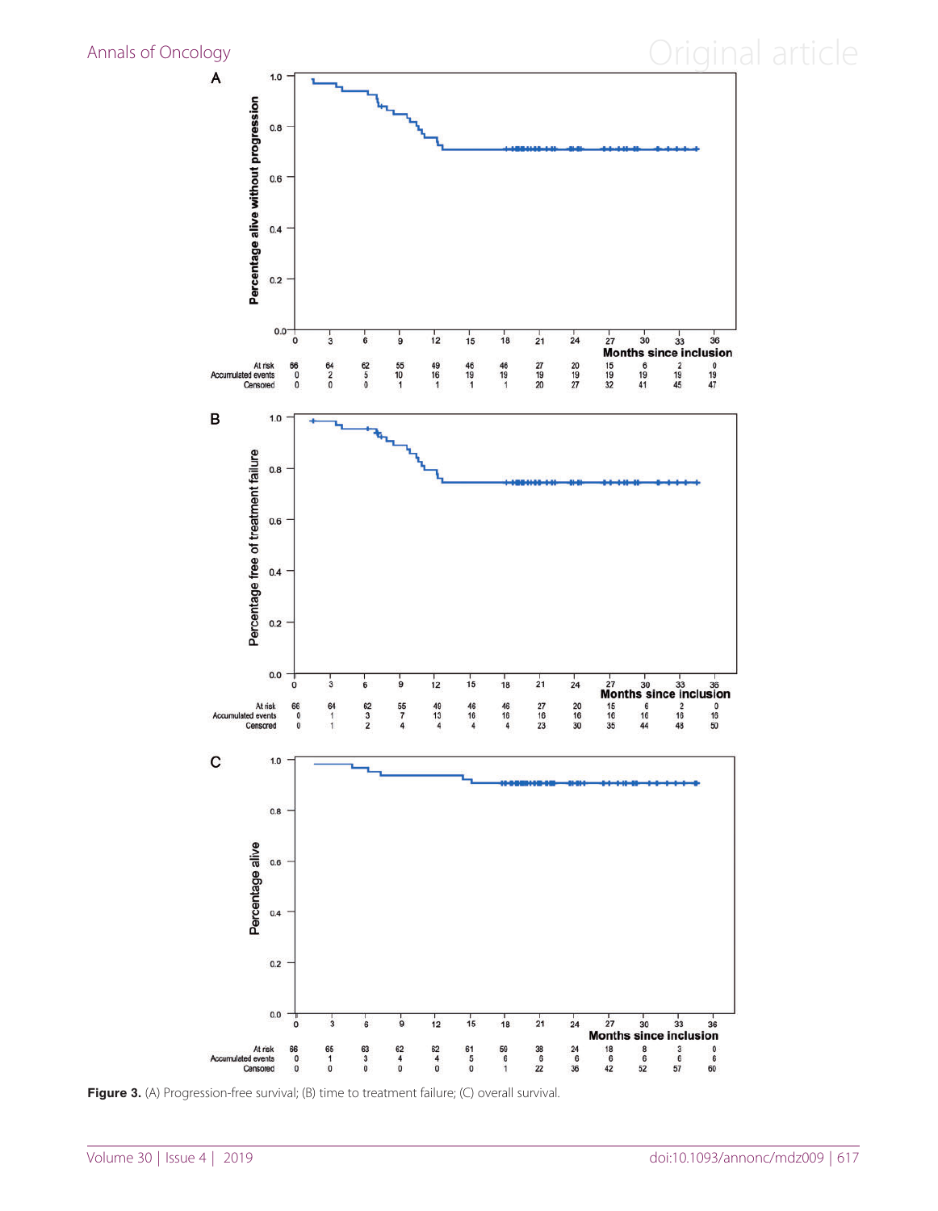**A**

| Months since inclusion | 0 | 3 | 6 | 9 | 12 | 15 | 18 | 21 | 24 | 27 | 30 | 33 | 36 |
|---|---|---|---|---|---|---|---|---|---|---|---|---|---|
| At risk | 66 | 64 | 62 | 55 | 49 | 46 | 46 | 27 | 20 | 15 | 6 | 2 | 0 |
| Accumulated events | 0 | 2 | 5 | 10 | 16 | 19 | 19 | 19 | 19 | 19 | 19 | 19 | 19 |
| Censored | 0 | 0 | 0 | 1 | 1 | 1 | 1 | 20 | 27 | 32 | 41 | 45 | 47 |

**B**

| Months since inclusion | 0 | 3 | 6 | 9 | 12 | 15 | 18 | 21 | 24 | 27 | 30 | 33 | 36 |
|---|---|---|---|---|---|---|---|---|---|---|---|---|---|
| At risk | 66 | 64 | 62 | 55 | 49 | 46 | 46 | 27 | 20 | 15 | 6 | 2 | 0 |
| Accumulated events | 0 | 1 | 3 | 7 | 13 | 16 | 16 | 16 | 16 | 16 | 16 | 16 | 16 |
| Censored | 0 | 1 | 2 | 4 | 4 | 4 | 4 | 23 | 30 | 35 | 44 | 48 | 50 |

**C**

| Months since inclusion | 0 | 3 | 6 | 9 | 12 | 15 | 18 | 21 | 24 | 27 | 30 | 33 | 36 |
|---|---|---|---|---|---|---|---|---|---|---|---|---|---|
| At risk | 66 | 65 | 63 | 62 | 62 | 61 | 59 | 38 | 24 | 18 | 8 | 3 | 0 |
| Accumulated events | 0 | 1 | 3 | 4 | 4 | 5 | 6 | 6 | 6 | 6 | 6 | 6 | 6 |
| Censored | 0 | 0 | 0 | 0 | 0 | 0 | 1 | 22 | 36 | 42 | 52 | 57 | 60 |

**Figure 3.** (A) Progression-free survival; (B) time to treatment failure; (C) overall survival.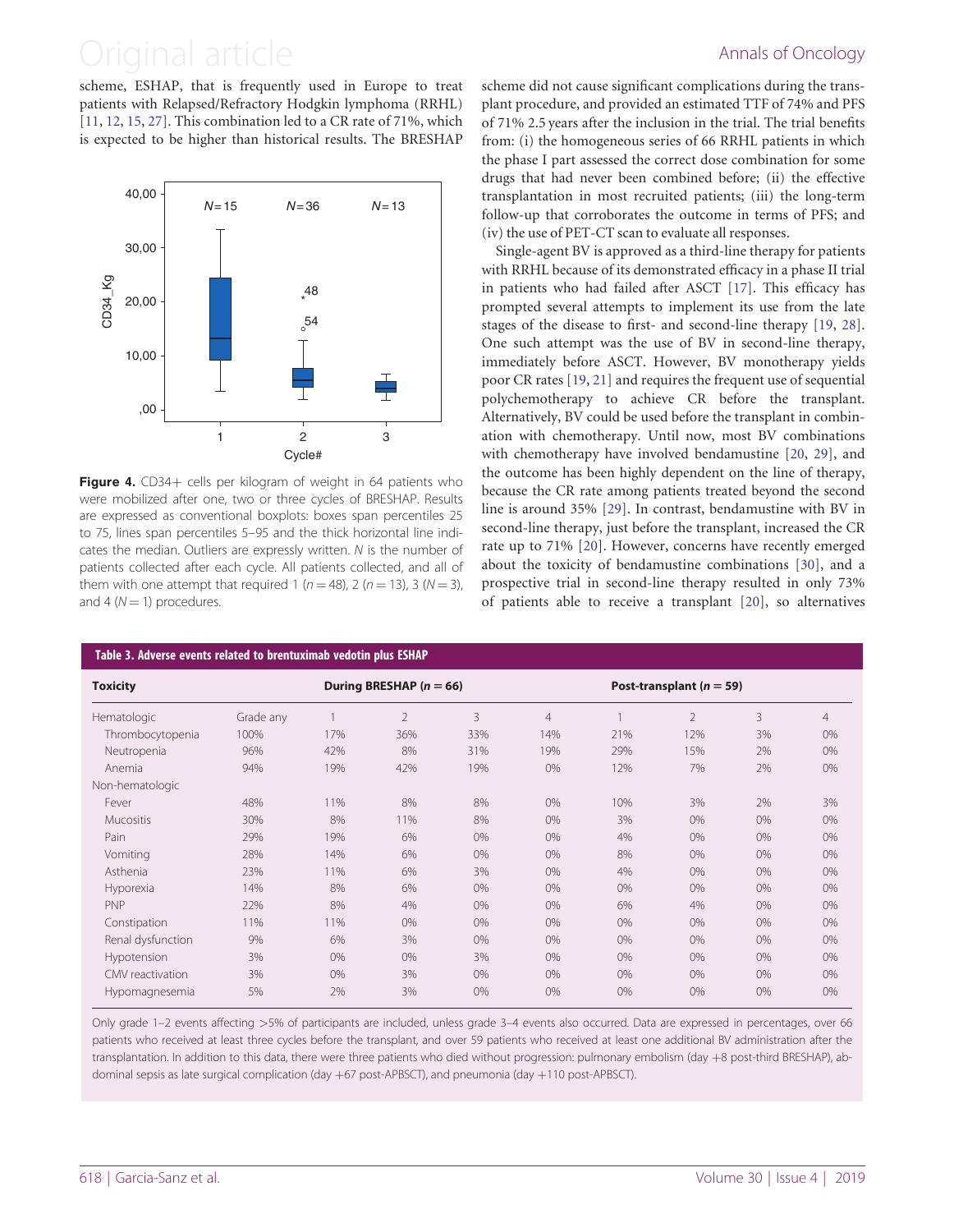scheme, ESHAP, that is frequently used in Europe to treat patients with Relapsed/Refractory Hodgkin lymphoma (RRHL) [11, 12, 15, 27]. This combination led to a CR rate of 71%, which is expected to be higher than historical results. The BRESHAP scheme did not cause significant complications during the transplant procedure, and provided an estimated TTF of 74% and PFS of 71% 2.5 years after the inclusion in the trial. The trial benefits from: (i) the homogeneous series of 66 RRHL patients in which the phase I part assessed the correct dose combination for some drugs that had never been combined before; (ii) the effective transplantation in most recruited patients; (iii) the long-term follow-up that corroborates the outcome in terms of PFS; and (iv) the use of PET-CT scan to evaluate all responses.

Single-agent BV is approved as a third-line therapy for patients with RRHL because of its demonstrated efficacy in a phase II trial in patients who had failed after ASCT [17]. This efficacy has prompted several attempts to implement its use from the late stages of the disease to first- and second-line therapy [19, 28]. One such attempt was the use of BV in second-line therapy, immediately before ASCT. However, BV monotherapy yields poor CR rates [19, 21] and requires the frequent use of sequential polychemotherapy to achieve CR before the transplant. Alternatively, BV could be used before the transplant in combination with chemotherapy. Until now, most BV combinations with chemotherapy have involved bendamustine [20, 29], and the outcome has been highly dependent on the line of therapy, because the CR rate among patients treated beyond the second line is around 35% [29]. In contrast, bendamustine with BV in second-line therapy, just before the transplant, increased the CR rate up to 71% [20]. However, concerns have recently emerged about the toxicity of bendamustine combinations [30], and a prospective trial in second-line therapy resulted in only 73% of patients able to receive a transplant [20], so alternatives

**Figure 4.** CD34+ cells per kilogram of weight in 64 patients who were mobilized after one, two or three cycles of BRESHAP. Results are expressed as conventional boxplots: boxes span percentiles 25 to 75, lines span percentiles 5–95 and the thick horizontal line indicates the median. Outliers are expressly written. *N* is the number of patients collected after each cycle. All patients collected, and all of them with one attempt that required 1 (*n* = 48), 2 (*n* = 13), 3 (*N* = 3), and 4 (*N* = 1) procedures.

**Table 3. Adverse events related to brentuximab vedotin plus ESHAP**

| Toxicity | | During BRESHAP (*n* = 66) | | | | Post-transplant (*n* = 59) | | | |
|---|---|---|---|---|---|---|---|---|---|
| Hematologic | Grade any | 1 | 2 | 3 | 4 | 1 | 2 | 3 | 4 |
| Thrombocytopenia | 100% | 17% | 36% | 33% | 14% | 21% | 12% | 3% | 0% |
| Neutropenia | 96% | 42% | 8% | 31% | 19% | 29% | 15% | 2% | 0% |
| Anemia | 94% | 19% | 42% | 19% | 0% | 12% | 7% | 2% | 0% |
| Non-hematologic | | | | | | | | | |
| Fever | 48% | 11% | 8% | 8% | 0% | 10% | 3% | 2% | 3% |
| Mucositis | 30% | 8% | 11% | 8% | 0% | 3% | 0% | 0% | 0% |
| Pain | 29% | 19% | 6% | 0% | 0% | 4% | 0% | 0% | 0% |
| Vomiting | 28% | 14% | 6% | 0% | 0% | 8% | 0% | 0% | 0% |
| Asthenia | 23% | 11% | 6% | 3% | 0% | 4% | 0% | 0% | 0% |
| Hyporexia | 14% | 8% | 6% | 0% | 0% | 0% | 0% | 0% | 0% |
| PNP | 22% | 8% | 4% | 0% | 0% | 6% | 4% | 0% | 0% |
| Constipation | 11% | 11% | 0% | 0% | 0% | 0% | 0% | 0% | 0% |
| Renal dysfunction | 9% | 6% | 3% | 0% | 0% | 0% | 0% | 0% | 0% |
| Hypotension | 3% | 0% | 0% | 3% | 0% | 0% | 0% | 0% | 0% |
| CMV reactivation | 3% | 0% | 3% | 0% | 0% | 0% | 0% | 0% | 0% |
| Hypomagnesemia | 5% | 2% | 3% | 0% | 0% | 0% | 0% | 0% | 0% |

Only grade 1–2 events affecting >5% of participants are included, unless grade 3–4 events also occurred. Data are expressed in percentages, over 66 patients who received at least three cycles before the transplant, and over 59 patients who received at least one additional BV administration after the transplantation. In addition to this data, there were three patients who died without progression: pulmonary embolism (day +8 post-third BRESHAP), abdominal sepsis as late surgical complication (day +67 post-APBSCT), and pneumonia (day +110 post-APBSCT).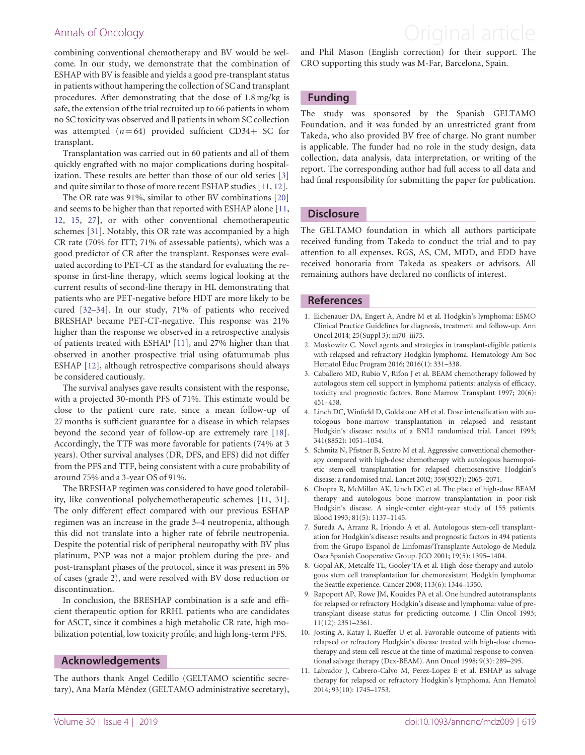combining conventional chemotherapy and BV would be welcome. In our study, we demonstrate that the combination of ESHAP with BV is feasible and yields a good pre-transplant status in patients without hampering the collection of SC and transplant procedures. After demonstrating that the dose of 1.8 mg/kg is safe, the extension of the trial recruited up to 66 patients in whom no SC toxicity was observed and ll patients in whom SC collection was attempted ($n = 64$) provided sufficient CD34+ SC for transplant.

Transplantation was carried out in 60 patients and all of them quickly engrafted with no major complications during hospitalization. These results are better than those of our old series [3] and quite similar to those of more recent ESHAP studies [11, 12].

The OR rate was 91%, similar to other BV combinations [20] and seems to be higher than that reported with ESHAP alone [11, 12, 15, 27], or with other conventional chemotherapeutic schemes [31]. Notably, this OR rate was accompanied by a high CR rate (70% for ITT; 71% of assessable patients), which was a good predictor of CR after the transplant. Responses were evaluated according to PET-CT as the standard for evaluating the response in first-line therapy, which seems logical looking at the current results of second-line therapy in HL demonstrating that patients who are PET-negative before HDT are more likely to be cured [32–34]. In our study, 71% of patients who received BRESHAP became PET-CT-negative. This response was 21% higher than the response we observed in a retrospective analysis of patients treated with ESHAP [11], and 27% higher than that observed in another prospective trial using ofatumumab plus ESHAP [12], although retrospective comparisons should always be considered cautiously.

The survival analyses gave results consistent with the response, with a projected 30-month PFS of 71%. This estimate would be close to the patient cure rate, since a mean follow-up of 27 months is sufficient guarantee for a disease in which relapses beyond the second year of follow-up are extremely rare [18]. Accordingly, the TTF was more favorable for patients (74% at 3 years). Other survival analyses (DR, DFS, and EFS) did not differ from the PFS and TTF, being consistent with a cure probability of around 75% and a 3-year OS of 91%.

The BRESHAP regimen was considered to have good tolerability, like conventional polychemotherapeutic schemes [11, 31]. The only different effect compared with our previous ESHAP regimen was an increase in the grade 3–4 neutropenia, although this did not translate into a higher rate of febrile neutropenia. Despite the potential risk of peripheral neuropathy with BV plus platinum, PNP was not a major problem during the pre- and post-transplant phases of the protocol, since it was present in 5% of cases (grade 2), and were resolved with BV dose reduction or discontinuation.

In conclusion, the BRESHAP combination is a safe and efficient therapeutic option for RRHL patients who are candidates for ASCT, since it combines a high metabolic CR rate, high mobilization potential, low toxicity profile, and high long-term PFS.

## Acknowledgements

The authors thank Angel Cedillo (GELTAMO scientific secretary), Ana María Méndez (GELTAMO administrative secretary), and Phil Mason (English correction) for their support. The CRO supporting this study was M-Far, Barcelona, Spain.

## Funding

The study was sponsored by the Spanish GELTAMO Foundation, and it was funded by an unrestricted grant from Takeda, who also provided BV free of charge. No grant number is applicable. The funder had no role in the study design, data collection, data analysis, data interpretation, or writing of the report. The corresponding author had full access to all data and had final responsibility for submitting the paper for publication.

## Disclosure

The GELTAMO foundation in which all authors participate received funding from Takeda to conduct the trial and to pay attention to all expenses. RGS, AS, CM, MDD, and EDD have received honoraria from Takeda as speakers or advisors. All remaining authors have declared no conflicts of interest.

## References

1. Eichenauer DA, Engert A, Andre M et al. Hodgkin's lymphoma: ESMO Clinical Practice Guidelines for diagnosis, treatment and follow-up. Ann Oncol 2014; 25(Suppl 3): iii70–iii75.
2. Moskowitz C. Novel agents and strategies in transplant-eligible patients with relapsed and refractory Hodgkin lymphoma. Hematology Am Soc Hematol Educ Program 2016; 2016(1): 331–338.
3. Caballero MD, Rubio V, Rifon J et al. BEAM chemotherapy followed by autologous stem cell support in lymphoma patients: analysis of efficacy, toxicity and prognostic factors. Bone Marrow Transplant 1997; 20(6): 451–458.
4. Linch DC, Winfield D, Goldstone AH et al. Dose intensification with autologous bone-marrow transplantation in relapsed and resistant Hodgkin's disease: results of a BNLI randomised trial. Lancet 1993; 341(8852): 1051–1054.
5. Schmitz N, Pfistner B, Sextro M et al. Aggressive conventional chemotherapy compared with high-dose chemotherapy with autologous haemopoietic stem-cell transplantation for relapsed chemosensitive Hodgkin's disease: a randomised trial. Lancet 2002; 359(9323): 2065–2071.
6. Chopra R, McMillan AK, Linch DC et al. The place of high-dose BEAM therapy and autologous bone marrow transplantation in poor-risk Hodgkin's disease. A single-center eight-year study of 155 patients. Blood 1993; 81(5): 1137–1145.
7. Sureda A, Arranz R, Iriondo A et al. Autologous stem-cell transplantation for Hodgkin's disease: results and prognostic factors in 494 patients from the Grupo Espanol de Linfomas/Transplante Autologo de Medula Osea Spanish Cooperative Group. JCO 2001; 19(5): 1395–1404.
8. Gopal AK, Metcalfe TL, Gooley TA et al. High-dose therapy and autologous stem cell transplantation for chemoresistant Hodgkin lymphoma: the Seattle experience. Cancer 2008; 113(6): 1344–1350.
9. Rapoport AP, Rowe JM, Kouides PA et al. One hundred autotransplants for relapsed or refractory Hodgkin's disease and lymphoma: value of pretransplant disease status for predicting outcome. J Clin Oncol 1993; 11(12): 2351–2361.
10. Josting A, Katay I, Rueffer U et al. Favorable outcome of patients with relapsed or refractory Hodgkin's disease treated with high-dose chemotherapy and stem cell rescue at the time of maximal response to conventional salvage therapy (Dex-BEAM). Ann Oncol 1998; 9(3): 289–295.
11. Labrador J, Cabrero-Calvo M, Perez-Lopez E et al. ESHAP as salvage therapy for relapsed or refractory Hodgkin's lymphoma. Ann Hematol 2014; 93(10): 1745–1753.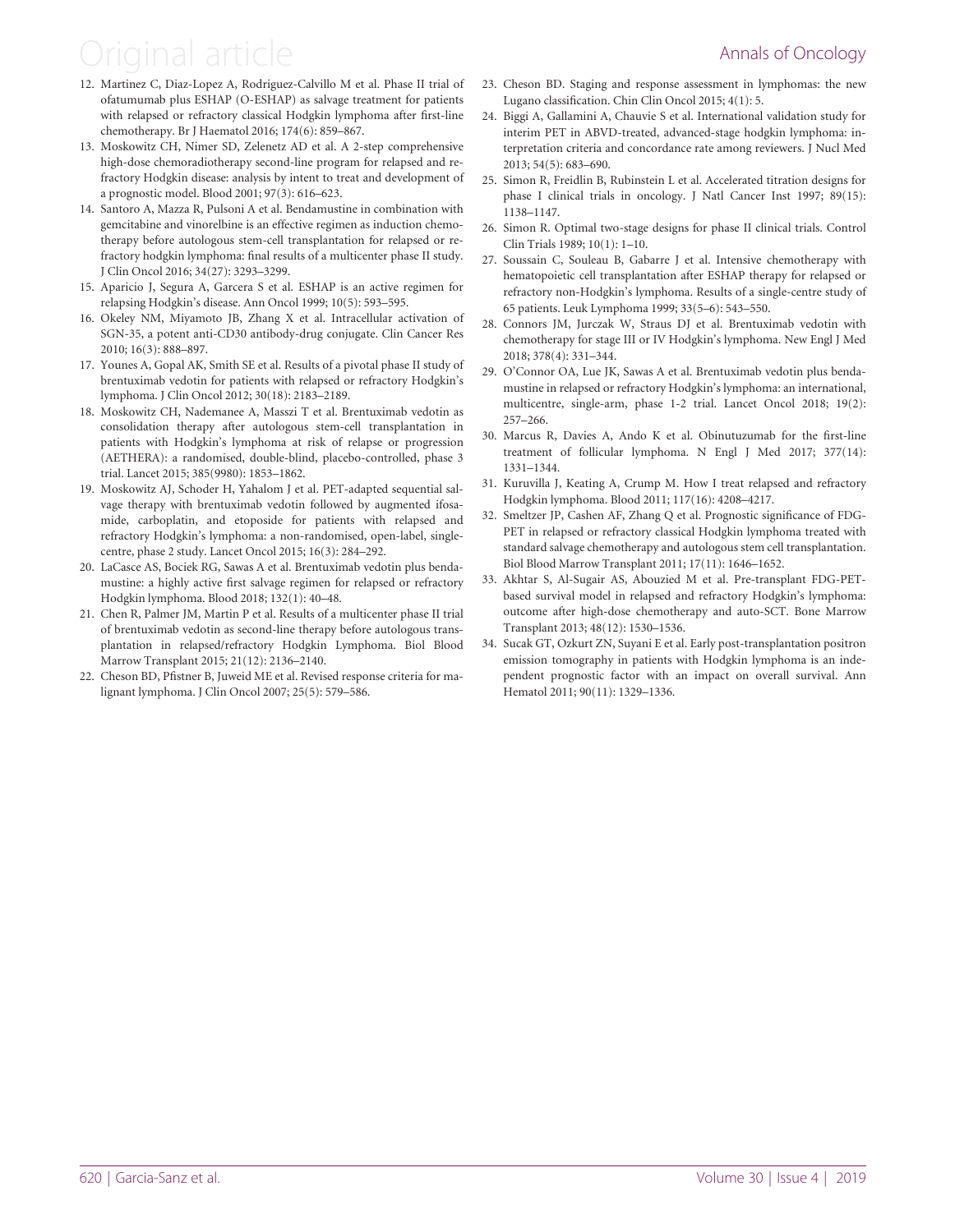12. Martinez C, Diaz-Lopez A, Rodriguez-Calvillo M et al. Phase II trial of ofatumumab plus ESHAP (O-ESHAP) as salvage treatment for patients with relapsed or refractory classical Hodgkin lymphoma after first-line chemotherapy. Br J Haematol 2016; 174(6): 859–867.
13. Moskowitz CH, Nimer SD, Zelenetz AD et al. A 2-step comprehensive high-dose chemoradiotherapy second-line program for relapsed and refractory Hodgkin disease: analysis by intent to treat and development of a prognostic model. Blood 2001; 97(3): 616–623.
14. Santoro A, Mazza R, Pulsoni A et al. Bendamustine in combination with gemcitabine and vinorelbine is an effective regimen as induction chemotherapy before autologous stem-cell transplantation for relapsed or refractory hodgkin lymphoma: final results of a multicenter phase II study. J Clin Oncol 2016; 34(27): 3293–3299.
15. Aparicio J, Segura A, Garcera S et al. ESHAP is an active regimen for relapsing Hodgkin's disease. Ann Oncol 1999; 10(5): 593–595.
16. Okeley NM, Miyamoto JB, Zhang X et al. Intracellular activation of SGN-35, a potent anti-CD30 antibody-drug conjugate. Clin Cancer Res 2010; 16(3): 888–897.
17. Younes A, Gopal AK, Smith SE et al. Results of a pivotal phase II study of brentuximab vedotin for patients with relapsed or refractory Hodgkin's lymphoma. J Clin Oncol 2012; 30(18): 2183–2189.
18. Moskowitz CH, Nademanee A, Masszi T et al. Brentuximab vedotin as consolidation therapy after autologous stem-cell transplantation in patients with Hodgkin's lymphoma at risk of relapse or progression (AETHERA): a randomised, double-blind, placebo-controlled, phase 3 trial. Lancet 2015; 385(9980): 1853–1862.
19. Moskowitz AJ, Schoder H, Yahalom J et al. PET-adapted sequential salvage therapy with brentuximab vedotin followed by augmented ifosamide, carboplatin, and etoposide for patients with relapsed and refractory Hodgkin's lymphoma: a non-randomised, open-label, single-centre, phase 2 study. Lancet Oncol 2015; 16(3): 284–292.
20. LaCasce AS, Bociek RG, Sawas A et al. Brentuximab vedotin plus bendamustine: a highly active first salvage regimen for relapsed or refractory Hodgkin lymphoma. Blood 2018; 132(1): 40–48.
21. Chen R, Palmer JM, Martin P et al. Results of a multicenter phase II trial of brentuximab vedotin as second-line therapy before autologous transplantation in relapsed/refractory Hodgkin Lymphoma. Biol Blood Marrow Transplant 2015; 21(12): 2136–2140.
22. Cheson BD, Pfistner B, Juweid ME et al. Revised response criteria for malignant lymphoma. J Clin Oncol 2007; 25(5): 579–586.
23. Cheson BD. Staging and response assessment in lymphomas: the new Lugano classification. Chin Clin Oncol 2015; 4(1): 5.
24. Biggi A, Gallamini A, Chauvie S et al. International validation study for interim PET in ABVD-treated, advanced-stage hodgkin lymphoma: interpretation criteria and concordance rate among reviewers. J Nucl Med 2013; 54(5): 683–690.
25. Simon R, Freidlin B, Rubinstein L et al. Accelerated titration designs for phase I clinical trials in oncology. J Natl Cancer Inst 1997; 89(15): 1138–1147.
26. Simon R. Optimal two-stage designs for phase II clinical trials. Control Clin Trials 1989; 10(1): 1–10.
27. Soussain C, Souleau B, Gabarre J et al. Intensive chemotherapy with hematopoietic cell transplantation after ESHAP therapy for relapsed or refractory non-Hodgkin's lymphoma. Results of a single-centre study of 65 patients. Leuk Lymphoma 1999; 33(5–6): 543–550.
28. Connors JM, Jurczak W, Straus DJ et al. Brentuximab vedotin with chemotherapy for stage III or IV Hodgkin's lymphoma. New Engl J Med 2018; 378(4): 331–344.
29. O'Connor OA, Lue JK, Sawas A et al. Brentuximab vedotin plus bendamustine in relapsed or refractory Hodgkin's lymphoma: an international, multicentre, single-arm, phase 1-2 trial. Lancet Oncol 2018; 19(2): 257–266.
30. Marcus R, Davies A, Ando K et al. Obinutuzumab for the first-line treatment of follicular lymphoma. N Engl J Med 2017; 377(14): 1331–1344.
31. Kuruvilla J, Keating A, Crump M. How I treat relapsed and refractory Hodgkin lymphoma. Blood 2011; 117(16): 4208–4217.
32. Smeltzer JP, Cashen AF, Zhang Q et al. Prognostic significance of FDG-PET in relapsed or refractory classical Hodgkin lymphoma treated with standard salvage chemotherapy and autologous stem cell transplantation. Biol Blood Marrow Transplant 2011; 17(11): 1646–1652.
33. Akhtar S, Al-Sugair AS, Abouzied M et al. Pre-transplant FDG-PET-based survival model in relapsed and refractory Hodgkin's lymphoma: outcome after high-dose chemotherapy and auto-SCT. Bone Marrow Transplant 2013; 48(12): 1530–1536.
34. Sucak GT, Ozkurt ZN, Suyani E et al. Early post-transplantation positron emission tomography in patients with Hodgkin lymphoma is an independent prognostic factor with an impact on overall survival. Ann Hematol 2011; 90(11): 1329–1336.